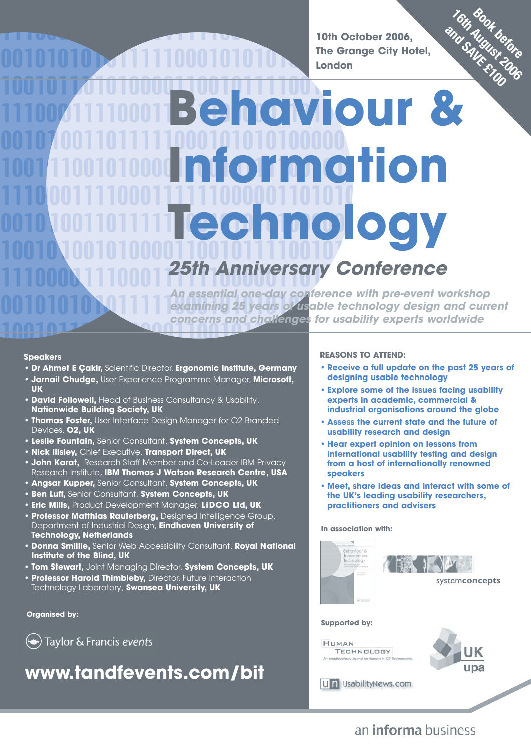10th October 2006,
The Grange City Hotel,
London

**Book before 16th August 2006 and SAVE £100**

# Behaviour & Information Technology

## *25th Anniversary Conference*

*An essential one-day conference with pre-event workshop examining 25 years of usable technology design and current concerns and challenges for usability experts worldwide*

### Speakers

- **Dr Ahmet E Çakir,** Scientific Director, **Ergonomic Institute, Germany**
- **Jarnail Chudge,** User Experience Programme Manager, **Microsoft, UK**
- **David Followell,** Head of Business Consultancy & Usability, **Nationwide Building Society, UK**
- **Thomas Foster,** User Interface Design Manager for O2 Branded Devices, **O2, UK**
- **Leslie Fountain,** Senior Consultant, **System Concepts, UK**
- **Nick Illsley,** Chief Executive, **Transport Direct, UK**
- **John Karat,** Research Staff Member and Co-Leader IBM Privacy Research Institute, **IBM Thomas J Watson Research Centre, USA**
- **Angsar Kupper,** Senior Consultant, **System Concepts, UK**
- **Ben Luff,** Senior Consultant, **System Concepts, UK**
- **Eric Mills,** Product Development Manager, **LiDCO Ltd, UK**
- **Professor Matthias Rauterberg,** Designed Intelligence Group, Department of Industrial Design, **Eindhoven University of Technology, Netherlands**
- **Donna Smillie,** Senior Web Accessibility Consultant, **Royal National Institute of the Blind, UK**
- **Tom Stewart,** Joint Managing Director, **System Concepts, UK**
- **Professor Harold Thimbleby,** Director, Future Interaction Technology Laboratory, **Swansea University, UK**

### REASONS TO ATTEND:

- **Receive a full update on the past 25 years of designing usable technology**
- **Explore some of the issues facing usability experts in academic, commercial & industrial organisations around the globe**
- **Assess the current state and the future of usability research and design**
- **Hear expert opinion on lessons from international usability testing and design from a host of internationally renowned speakers**
- **Meet, share ideas and interact with some of the UK's leading usability researchers, practitioners and advisers**

**In association with:**

Behaviour & Information Technology

systemconcepts

**Supported by:**

Human Technology — An Interdisciplinary Journal on Humans in ICT Environments

UK upa

UsabilityNews.com

**Organised by:**

Taylor & Francis *events*

## www.tandfevents.com/bit

an **informa** business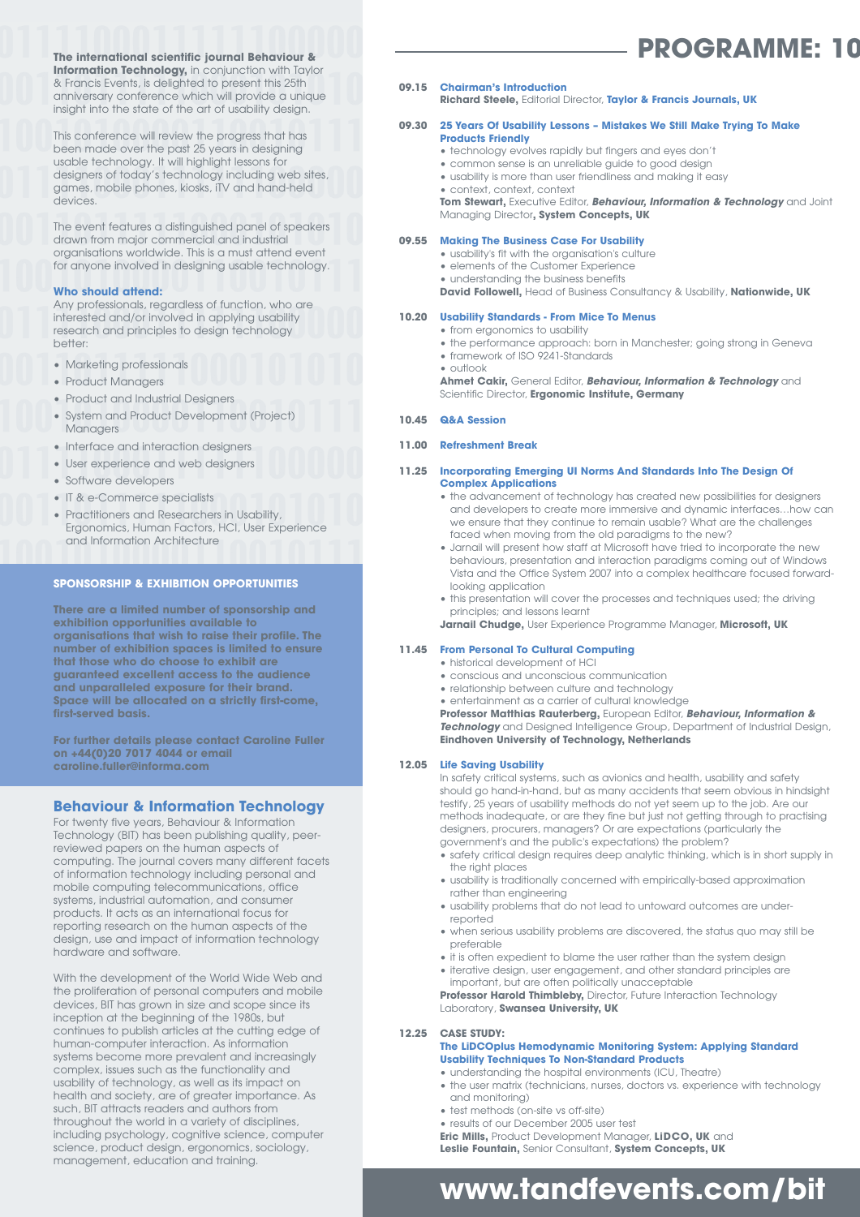**The international scientific journal Behaviour & Information Technology,** in conjunction with Taylor & Francis Events, is delighted to present this 25th anniversary conference which will provide a unique insight into the state of the art of usability design.

This conference will review the progress that has been made over the past 25 years in designing usable technology. It will highlight lessons for designers of today's technology including web sites, games, mobile phones, kiosks, iTV and hand-held devices.

The event features a distinguished panel of speakers drawn from major commercial and industrial organisations worldwide. This is a must attend event for anyone involved in designing usable technology.

### Who should attend:

Any professionals, regardless of function, who are interested and/or involved in applying usability research and principles to design technology better:

- Marketing professionals
- Product Managers
- Product and Industrial Designers
- System and Product Development (Project) Managers
- Interface and interaction designers
- User experience and web designers
- Software developers
- IT & e-Commerce specialists
- Practitioners and Researchers in Usability, Ergonomics, Human Factors, HCI, User Experience and Information Architecture

### SPONSORSHIP & EXHIBITION OPPORTUNITIES

**There are a limited number of sponsorship and exhibition opportunities available to organisations that wish to raise their profile. The number of exhibition spaces is limited to ensure that those who do choose to exhibit are guaranteed excellent access to the audience and unparalleled exposure for their brand. Space will be allocated on a strictly first-come, first-served basis.**

**For further details please contact Caroline Fuller on +44(0)20 7017 4044 or email caroline.fuller@informa.com**

## Behaviour & Information Technology

For twenty five years, Behaviour & Information Technology (BIT) has been publishing quality, peer-reviewed papers on the human aspects of computing. The journal covers many different facets of information technology including personal and mobile computing telecommunications, office systems, industrial automation, and consumer products. It acts as an international focus for reporting research on the human aspects of the design, use and impact of information technology hardware and software.

With the development of the World Wide Web and the proliferation of personal computers and mobile devices, BIT has grown in size and scope since its inception at the beginning of the 1980s, but continues to publish articles at the cutting edge of human-computer interaction. As information systems become more prevalent and increasingly complex, issues such as the functionality and usability of technology, as well as its impact on health and society, are of greater importance. As such, BIT attracts readers and authors from throughout the world in a variety of disciplines, including psychology, cognitive science, computer science, product design, ergonomics, sociology, management, education and training.

# PROGRAMME: 10

**09.15 Chairman's Introduction**
**Richard Steele,** Editorial Director, **Taylor & Francis Journals, UK**

**09.30 25 Years Of Usability Lessons – Mistakes We Still Make Trying To Make Products Friendly**
- technology evolves rapidly but fingers and eyes don't
- common sense is an unreliable guide to good design
- usability is more than user friendliness and making it easy
- context, context, context

**Tom Stewart,** Executive Editor, ***Behaviour, Information & Technology*** and Joint Managing Director**, System Concepts, UK**

**09.55 Making The Business Case For Usability**
- usability's fit with the organisation's culture
- elements of the Customer Experience
- understanding the business benefits

**David Followell,** Head of Business Consultancy & Usability, **Nationwide, UK**

**10.20 Usability Standards - From Mice To Menus**
- from ergonomics to usability
- the performance approach: born in Manchester; going strong in Geneva
- framework of ISO 9241-Standards
- outlook

**Ahmet Cakir,** General Editor, ***Behaviour, Information & Technology*** and Scientific Director, **Ergonomic Institute, Germany**

**10.45 Q&A Session**

**11.00 Refreshment Break**

**11.25 Incorporating Emerging UI Norms And Standards Into The Design Of Complex Applications**
- the advancement of technology has created new possibilities for designers and developers to create more immersive and dynamic interfaces…how can we ensure that they continue to remain usable? What are the challenges faced when moving from the old paradigms to the new?
- Jarnail will present how staff at Microsoft have tried to incorporate the new behaviours, presentation and interaction paradigms coming out of Windows Vista and the Office System 2007 into a complex healthcare focused forward-looking application
- this presentation will cover the processes and techniques used; the driving principles; and lessons learnt

**Jarnail Chudge,** User Experience Programme Manager, **Microsoft, UK**

**11.45 From Personal To Cultural Computing**
- historical development of HCI
- conscious and unconscious communication
- relationship between culture and technology
- entertainment as a carrier of cultural knowledge

**Professor Matthias Rauterberg,** European Editor, ***Behaviour, Information & Technology*** and Designed Intelligence Group, Department of Industrial Design, **Eindhoven University of Technology, Netherlands**

**12.05 Life Saving Usability**

In safety critical systems, such as avionics and health, usability and safety should go hand-in-hand, but as many accidents that seem obvious in hindsight testify, 25 years of usability methods do not yet seem up to the job. Are our methods inadequate, or are they fine but just not getting through to practising designers, procurers, managers? Or are expectations (particularly the government's and the public's expectations) the problem?
- safety critical design requires deep analytic thinking, which is in short supply in the right places
- usability is traditionally concerned with empirically-based approximation rather than engineering
- usability problems that do not lead to untoward outcomes are under-reported
- when serious usability problems are discovered, the status quo may still be preferable
- it is often expedient to blame the user rather than the system design
- iterative design, user engagement, and other standard principles are important, but are often politically unacceptable

**Professor Harold Thimbleby,** Director, Future Interaction Technology Laboratory, **Swansea University, UK**

**12.25 CASE STUDY:**
**The LiDCOplus Hemodynamic Monitoring System: Applying Standard Usability Techniques To Non-Standard Products**
- understanding the hospital environments (ICU, Theatre)
- the user matrix (technicians, nurses, doctors vs. experience with technology and monitoring)
- test methods (on-site vs off-site)
- results of our December 2005 user test

**Eric Mills,** Product Development Manager, **LiDCO, UK** and
**Leslie Fountain,** Senior Consultant, **System Concepts, UK**

**www.tandfevents.com/bit**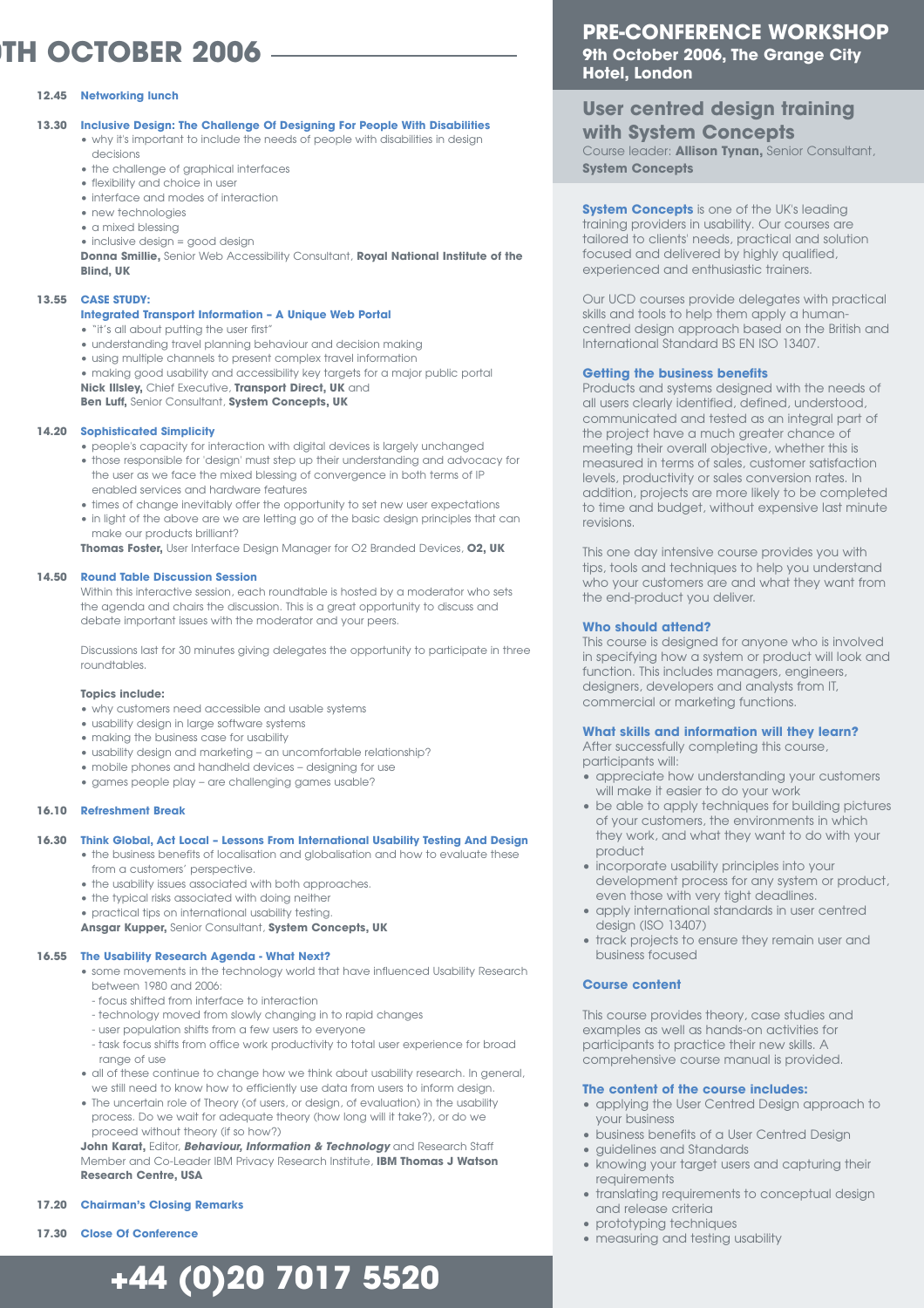# TH OCTOBER 2006

**12.45** **Networking lunch**

**13.30** **Inclusive Design: The Challenge Of Designing For People With Disabilities**

- why it's important to include the needs of people with disabilities in design decisions
- the challenge of graphical interfaces
- flexibility and choice in user
- interface and modes of interaction
- new technologies
- a mixed blessing
- inclusive design = good design

**Donna Smillie,** Senior Web Accessibility Consultant, **Royal National Institute of the Blind, UK**

**13.55** **CASE STUDY: Integrated Transport Information – A Unique Web Portal**

- "it's all about putting the user first"
- understanding travel planning behaviour and decision making
- using multiple channels to present complex travel information
- making good usability and accessibility key targets for a major public portal

**Nick Illsley,** Chief Executive, **Transport Direct, UK** and
**Ben Luff,** Senior Consultant, **System Concepts, UK**

**14.20** **Sophisticated Simplicity**

- people's capacity for interaction with digital devices is largely unchanged
- those responsible for 'design' must step up their understanding and advocacy for the user as we face the mixed blessing of convergence in both terms of IP enabled services and hardware features
- times of change inevitably offer the opportunity to set new user expectations
- in light of the above are we are letting go of the basic design principles that can make our products brilliant?

**Thomas Foster,** User Interface Design Manager for O2 Branded Devices, **O2, UK**

**14.50** **Round Table Discussion Session**

Within this interactive session, each roundtable is hosted by a moderator who sets the agenda and chairs the discussion. This is a great opportunity to discuss and debate important issues with the moderator and your peers.

Discussions last for 30 minutes giving delegates the opportunity to participate in three roundtables.

**Topics include:**

- why customers need accessible and usable systems
- usability design in large software systems
- making the business case for usability
- usability design and marketing – an uncomfortable relationship?
- mobile phones and handheld devices – designing for use
- games people play – are challenging games usable?

**16.10** **Refreshment Break**

**16.30** **Think Global, Act Local – Lessons From International Usability Testing And Design**

- the business benefits of localisation and globalisation and how to evaluate these from a customers' perspective.
- the usability issues associated with both approaches.
- the typical risks associated with doing neither
- practical tips on international usability testing.

**Ansgar Kupper,** Senior Consultant, **System Concepts, UK**

**16.55** **The Usability Research Agenda - What Next?**

- some movements in the technology world that have influenced Usability Research between 1980 and 2006:
  - focus shifted from interface to interaction
  - technology moved from slowly changing in to rapid changes
  - user population shifts from a few users to everyone
  - task focus shifts from office work productivity to total user experience for broad range of use
- all of these continue to change how we think about usability research. In general, we still need to know how to efficiently use data from users to inform design.
- The uncertain role of Theory (of users, or design, of evaluation) in the usability process. Do we wait for adequate theory (how long will it take?), or do we proceed without theory (if so how?)

**John Karat,** Editor, ***Behaviour, Information & Technology*** and Research Staff Member and Co-Leader IBM Privacy Research Institute, **IBM Thomas J Watson Research Centre, USA**

**17.20** **Chairman's Closing Remarks**

**17.30** **Close Of Conference**

**+44 (0)20 7017 5520**

## PRE-CONFERENCE WORKSHOP
**9th October 2006, The Grange City Hotel, London**

## User centred design training with System Concepts

Course leader: **Allison Tynan,** Senior Consultant, **System Concepts**

**System Concepts** is one of the UK's leading training providers in usability. Our courses are tailored to clients' needs, practical and solution focused and delivered by highly qualified, experienced and enthusiastic trainers.

Our UCD courses provide delegates with practical skills and tools to help them apply a human-centred design approach based on the British and International Standard BS EN ISO 13407.

### Getting the business benefits

Products and systems designed with the needs of all users clearly identified, defined, understood, communicated and tested as an integral part of the project have a much greater chance of meeting their overall objective, whether this is measured in terms of sales, customer satisfaction levels, productivity or sales conversion rates. In addition, projects are more likely to be completed to time and budget, without expensive last minute revisions.

This one day intensive course provides you with tips, tools and techniques to help you understand who your customers are and what they want from the end-product you deliver.

### Who should attend?

This course is designed for anyone who is involved in specifying how a system or product will look and function. This includes managers, engineers, designers, developers and analysts from IT, commercial or marketing functions.

### What skills and information will they learn?

After successfully completing this course, participants will:

- appreciate how understanding your customers will make it easier to do your work
- be able to apply techniques for building pictures of your customers, the environments in which they work, and what they want to do with your product
- incorporate usability principles into your development process for any system or product, even those with very tight deadlines.
- apply international standards in user centred design (ISO 13407)
- track projects to ensure they remain user and business focused

### Course content

This course provides theory, case studies and examples as well as hands-on activities for participants to practice their new skills. A comprehensive course manual is provided.

### The content of the course includes:

- applying the User Centred Design approach to your business
- business benefits of a User Centred Design
- guidelines and Standards
- knowing your target users and capturing their requirements
- translating requirements to conceptual design and release criteria
- prototyping techniques
- measuring and testing usability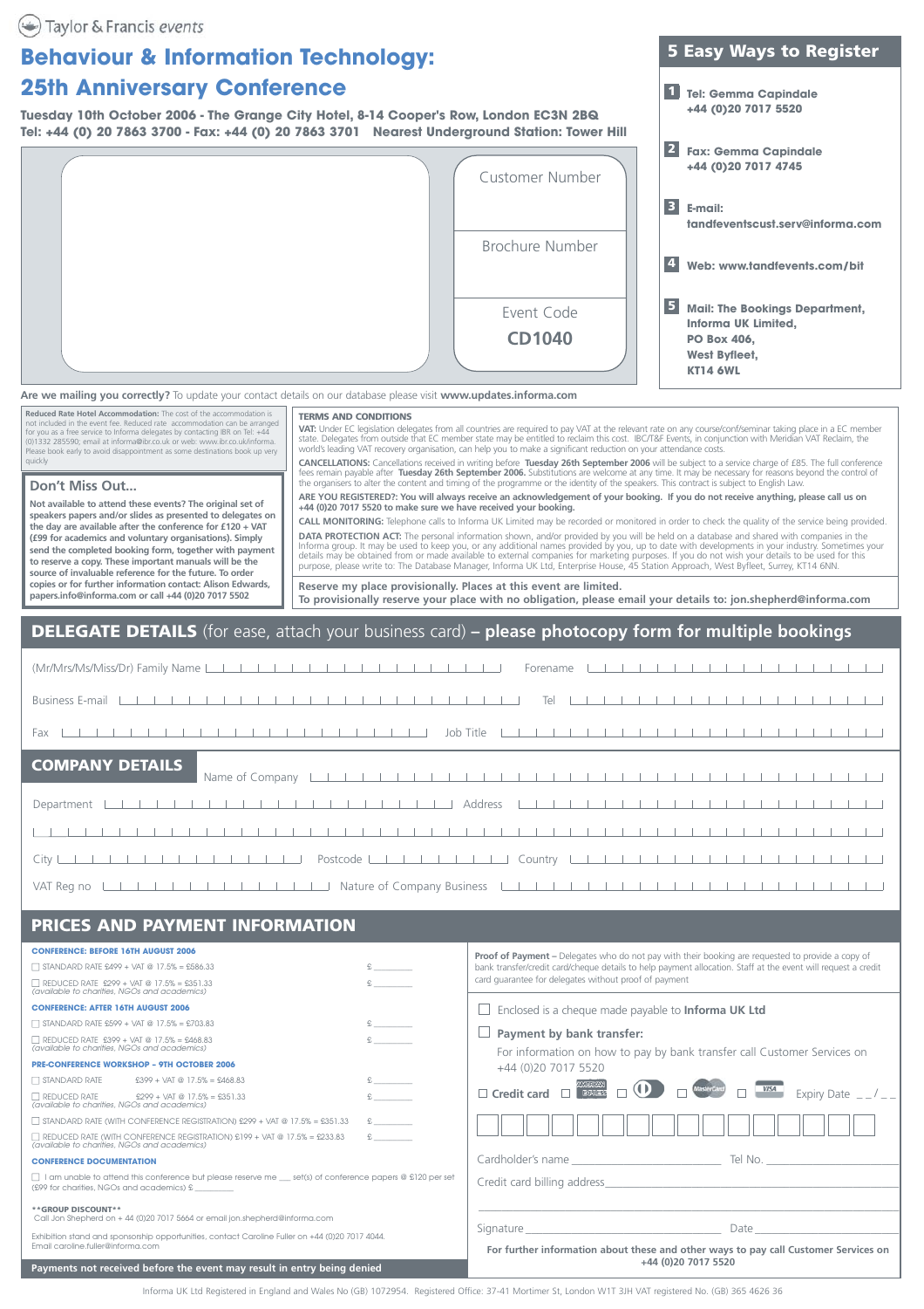Taylor & Francis events

# Behaviour & Information Technology: 25th Anniversary Conference

**Tuesday 10th October 2006 - The Grange City Hotel, 8-14 Cooper's Row, London EC3N 2BQ**
**Tel: +44 (0) 20 7863 3700 - Fax: +44 (0) 20 7863 3701 Nearest Underground Station: Tower Hill**

Customer Number

Brochure Number

Event Code
**CD1040**

## 5 Easy Ways to Register

1. **Tel: Gemma Capindale +44 (0)20 7017 5520**
2. **Fax: Gemma Capindale +44 (0)20 7017 4745**
3. **E-mail: tandfeventscust.serv@informa.com**
4. **Web: www.tandfevents.com/bit**
5. **Mail: The Bookings Department, Informa UK Limited, PO Box 406, West Byfleet, KT14 6WL**

**Are we mailing you correctly?** To update your contact details on our database please visit **www.updates.informa.com**

**Reduced Rate Hotel Accommodation:** The cost of the accommodation is not included in the event fee. Reduced rate accommodation can be arranged for you as a free service to Informa delegates by contacting IBR on Tel: +44 (0)1332 285590; email at informa@ibr.co.uk or web: www.ibr.co.uk/informa. Please book early to avoid disappointment as some destinations book up very quickly

### Don't Miss Out...

**Not available to attend these events? The original set of speakers papers and/or slides as presented to delegates on the day are available after the conference for £120 + VAT (£99 for academics and voluntary organisations). Simply send the completed booking form, together with payment to reserve a copy. These important manuals will be the source of invaluable reference for the future. To order copies or for further information contact: Alison Edwards, papers.info@informa.com or call +44 (0)20 7017 5502**

### TERMS AND CONDITIONS

**VAT:** Under EC legislation delegates from all countries are required to pay VAT at the relevant rate on any course/conf/seminar taking place in a EC member state. Delegates from outside that EC member state may be entitled to reclaim this cost. IBC/T&F Events, in conjunction with Meridian VAT Reclaim, the world's leading VAT recovery organisation, can help you to make a significant reduction on your attendance costs.

**CANCELLATIONS:** Cancellations received in writing before **Tuesday 26th September 2006** will be subject to a service charge of £85. The full conference fees remain payable after **Tuesday 26th September 2006.** Substitutions are welcome at any time. It may be necessary for reasons beyond the control of the organisers to alter the content and timing of the programme or the identity of the speakers. This contract is subject to English Law.

**ARE YOU REGISTERED?: You will always receive an acknowledgement of your booking. If you do not receive anything, please call us on +44 (0)20 7017 5520 to make sure we have received your booking.**

**CALL MONITORING:** Telephone calls to Informa UK Limited may be recorded or monitored in order to check the quality of the service being provided.

**DATA PROTECTION ACT:** The personal information shown, and/or provided by you will be held on a database and shared with companies in the Informa group. It may be used to keep you, or any additional names provided by you, up to date with developments in your industry. Sometimes your details may be obtained from or made available to external companies for marketing purposes. If you do not wish your details to be used for this purpose, please write to: The Database Manager, Informa UK Ltd, Enterprise House, 45 Station Approach, West Byfleet, Surrey, KT14 6NN.

**Reserve my place provisionally. Places at this event are limited.**
**To provisionally reserve your place with no obligation, please email your details to: jon.shepherd@informa.com**

## DELEGATE DETAILS (for ease, attach your business card) – please photocopy form for multiple bookings

(Mr/Mrs/Ms/Miss/Dr) Family Name ______ Forename ______

Business E-mail ______ Tel ______

Fax ______ Job Title ______

## COMPANY DETAILS

Name of Company ______

Department ______ Address ______

______

City ______ Postcode ______ Country ______

VAT Reg no ______ Nature of Company Business ______

## PRICES AND PAYMENT INFORMATION

**CONFERENCE: BEFORE 16TH AUGUST 2006**

- ☐ STANDARD RATE £499 + VAT @ 17.5% = £586.33 £ ______
- ☐ REDUCED RATE £299 + VAT @ 17.5% = £351.33 £ ______ *(available to charities, NGOs and academics)*

**CONFERENCE: AFTER 16TH AUGUST 2006**

- ☐ STANDARD RATE £599 + VAT @ 17.5% = £703.83 £ ______
- ☐ REDUCED RATE £399 + VAT @ 17.5% = £468.83 £ ______ *(available to charities, NGOs and academics)*

**PRE-CONFERENCE WORKSHOP – 9TH OCTOBER 2006**

- ☐ STANDARD RATE £399 + VAT @ 17.5% = £468.83 £ ______
- ☐ REDUCED RATE £299 + VAT @ 17.5% = £351.33 £ ______ *(available to charities, NGOs and academics)*
- ☐ STANDARD RATE (WITH CONFERENCE REGISTRATION) £299 + VAT @ 17.5% = £351.33 £ ______
- ☐ REDUCED RATE (WITH CONFERENCE REGISTRATION) £199 + VAT @ 17.5% = £233.83 £ ______ *(available to charities, NGOs and academics)*

**CONFERENCE DOCUMENTATION**

- ☐ I am unable to attend this conference but please reserve me ___ set(s) of conference papers @ £120 per set (£99 for charities, NGOs and academics) £ ______

****GROUP DISCOUNT****
Call Jon Shepherd on + 44 (0)20 7017 5664 or email jon.shepherd@informa.com

Exhibition stand and sponsorship opportunities, contact Caroline Fuller on +44 (0)20 7017 4044. Email caroline.fuller@informa.com

**Payments not received before the event may result in entry being denied**

**Proof of Payment** – Delegates who do not pay with their booking are requested to provide a copy of bank transfer/credit card/cheque details to help payment allocation. Staff at the event will request a credit card guarantee for delegates without proof of payment

- ☐ Enclosed is a cheque made payable to **Informa UK Ltd**
- ☐ **Payment by bank transfer:** For information on how to pay by bank transfer call Customer Services on +44 (0)20 7017 5520
- ☐ **Credit card** ☐ American Express ☐ Diners ☐ MasterCard ☐ VISA Expiry Date __/__

Cardholder's name ______ Tel No. ______

Credit card billing address ______

Signature ______ Date ______

**For further information about these and other ways to pay call Customer Services on +44 (0)20 7017 5520**

Informa UK Ltd Registered in England and Wales No (GB) 1072954. Registered Office: 37-41 Mortimer St, London W1T 3JH VAT registered No. (GB) 365 4626 36